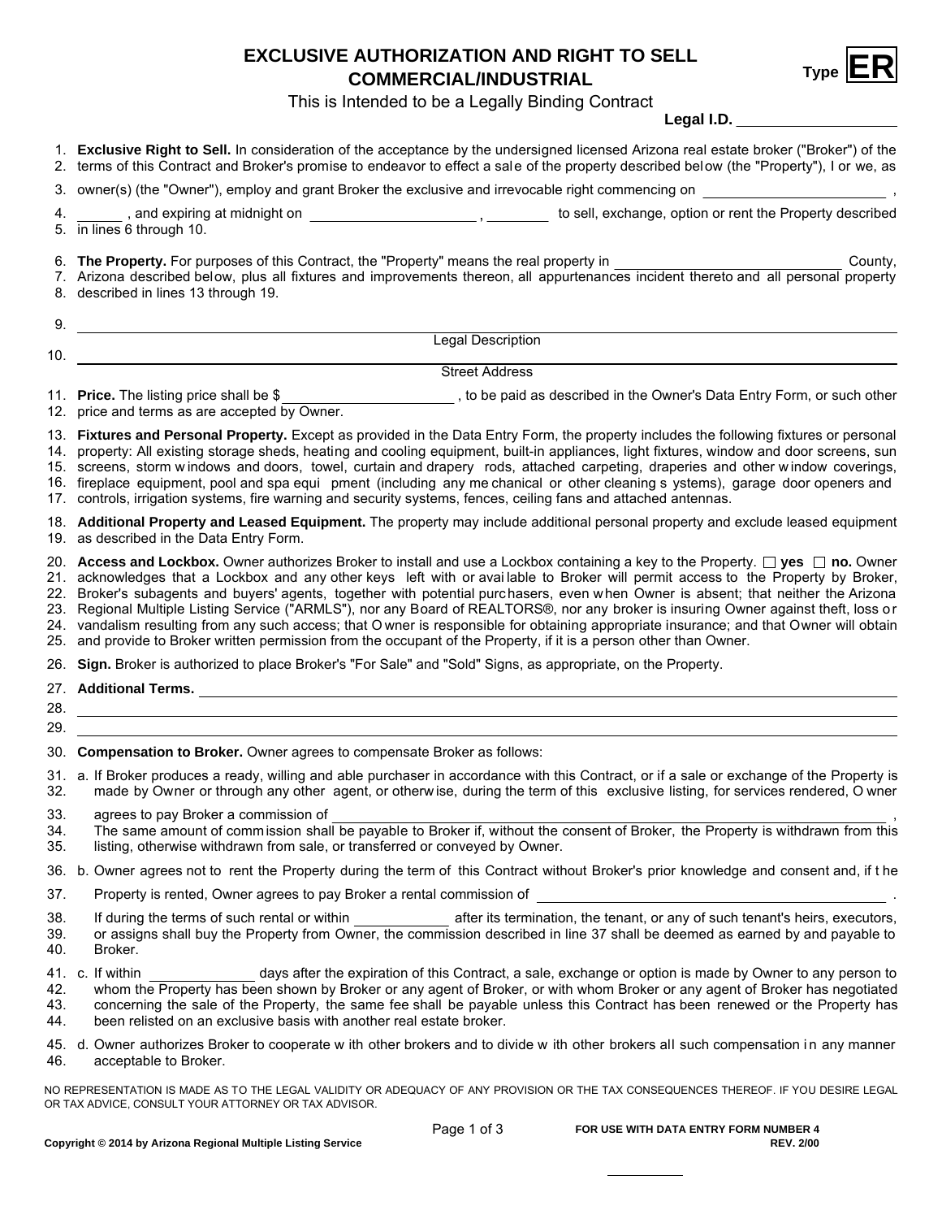# EXCLUSIVE AUTHORIZATION AND RIGHT TO SELL COMMERCIAL/INDUSTRIAL

**Type ER**

This is Intended to be a Legally Binding Contract

**Legal I.D.** ____________________

1. **Exclusive Right to Sell.** In consideration of the acceptance by the undersigned licensed Arizona real estate broker ("Broker") of the
2. terms of this Contract and Broker's promise to endeavor to effect a sale of the property described below (the "Property"), I or we, as
3. owner(s) (the "Owner"), employ and grant Broker the exclusive and irrevocable right commencing on ________________________ ,
4. ______ , and expiring at midnight on ______________________ , ________ to sell, exchange, option or rent the Property described
5. in lines 6 through 10.

6. **The Property.** For purposes of this Contract, the "Property" means the real property in ____________________________ County,
7. Arizona described below, plus all fixtures and improvements thereon, all appurtenances incident thereto and all personal property
8. described in lines 13 through 19.

9. ________________________________________________________________
   Legal Description
10. ________________________________________________________________
   Street Address

11. **Price.** The listing price shall be $______________________ , to be paid as described in the Owner's Data Entry Form, or such other
12. price and terms as are accepted by Owner.

13. **Fixtures and Personal Property.** Except as provided in the Data Entry Form, the property includes the following fixtures or personal
14. property: All existing storage sheds, heating and cooling equipment, built-in appliances, light fixtures, window and door screens, sun
15. screens, storm windows and doors, towel, curtain and drapery rods, attached carpeting, draperies and other window coverings,
16. fireplace equipment, pool and spa equipment (including any mechanical or other cleaning systems), garage door openers and
17. controls, irrigation systems, fire warning and security systems, fences, ceiling fans and attached antennas.

18. **Additional Property and Leased Equipment.** The property may include additional personal property and exclude leased equipment
19. as described in the Data Entry Form.

20. **Access and Lockbox.** Owner authorizes Broker to install and use a Lockbox containing a key to the Property. ☐ **yes** ☐ **no.** Owner
21. acknowledges that a Lockbox and any other keys left with or available to Broker will permit access to the Property by Broker,
22. Broker's subagents and buyers' agents, together with potential purchasers, even when Owner is absent; that neither the Arizona
23. Regional Multiple Listing Service ("ARMLS"), nor any Board of REALTORS®, nor any broker is insuring Owner against theft, loss or
24. vandalism resulting from any such access; that Owner is responsible for obtaining appropriate insurance; and that Owner will obtain
25. and provide to Broker written permission from the occupant of the Property, if it is a person other than Owner.

26. **Sign.** Broker is authorized to place Broker's "For Sale" and "Sold" Signs, as appropriate, on the Property.

27. **Additional Terms.** ________________________________________________________________
28. ________________________________________________________________
29. ________________________________________________________________

30. **Compensation to Broker.** Owner agrees to compensate Broker as follows:

31. a. If Broker produces a ready, willing and able purchaser in accordance with this Contract, or if a sale or exchange of the Property is
32. made by Owner or through any other agent, or otherwise, during the term of this exclusive listing, for services rendered, Owner
33. agrees to pay Broker a commission of ________________________________________________ ,
34. The same amount of commission shall be payable to Broker if, without the consent of Broker, the Property is withdrawn from this
35. listing, otherwise withdrawn from sale, or transferred or conveyed by Owner.

36. b. Owner agrees not to rent the Property during the term of this Contract without Broker's prior knowledge and consent and, if the
37. Property is rented, Owner agrees to pay Broker a rental commission of ________________________________ .
38. If during the terms of such rental or within ____________ after its termination, the tenant, or any of such tenant's heirs, executors,
39. or assigns shall buy the Property from Owner, the commission described in line 37 shall be deemed as earned by and payable to
40. Broker.

41. c. If within _____________ days after the expiration of this Contract, a sale, exchange or option is made by Owner to any person to
42. whom the Property has been shown by Broker or any agent of Broker, or with whom Broker or any agent of Broker has negotiated
43. concerning the sale of the Property, the same fee shall be payable unless this Contract has been renewed or the Property has
44. been relisted on an exclusive basis with another real estate broker.

45. d. Owner authorizes Broker to cooperate with other brokers and to divide with other brokers all such compensation in any manner
46. acceptable to Broker.

NO REPRESENTATION IS MADE AS TO THE LEGAL VALIDITY OR ADEQUACY OF ANY PROVISION OR THE TAX CONSEQUENCES THEREOF. IF YOU DESIRE LEGAL OR TAX ADVICE, CONSULT YOUR ATTORNEY OR TAX ADVISOR.

FOR USE WITH DATA ENTRY FORM NUMBER 4
REV. 2/00

Copyright © 2014 by Arizona Regional Multiple Listing Service

__________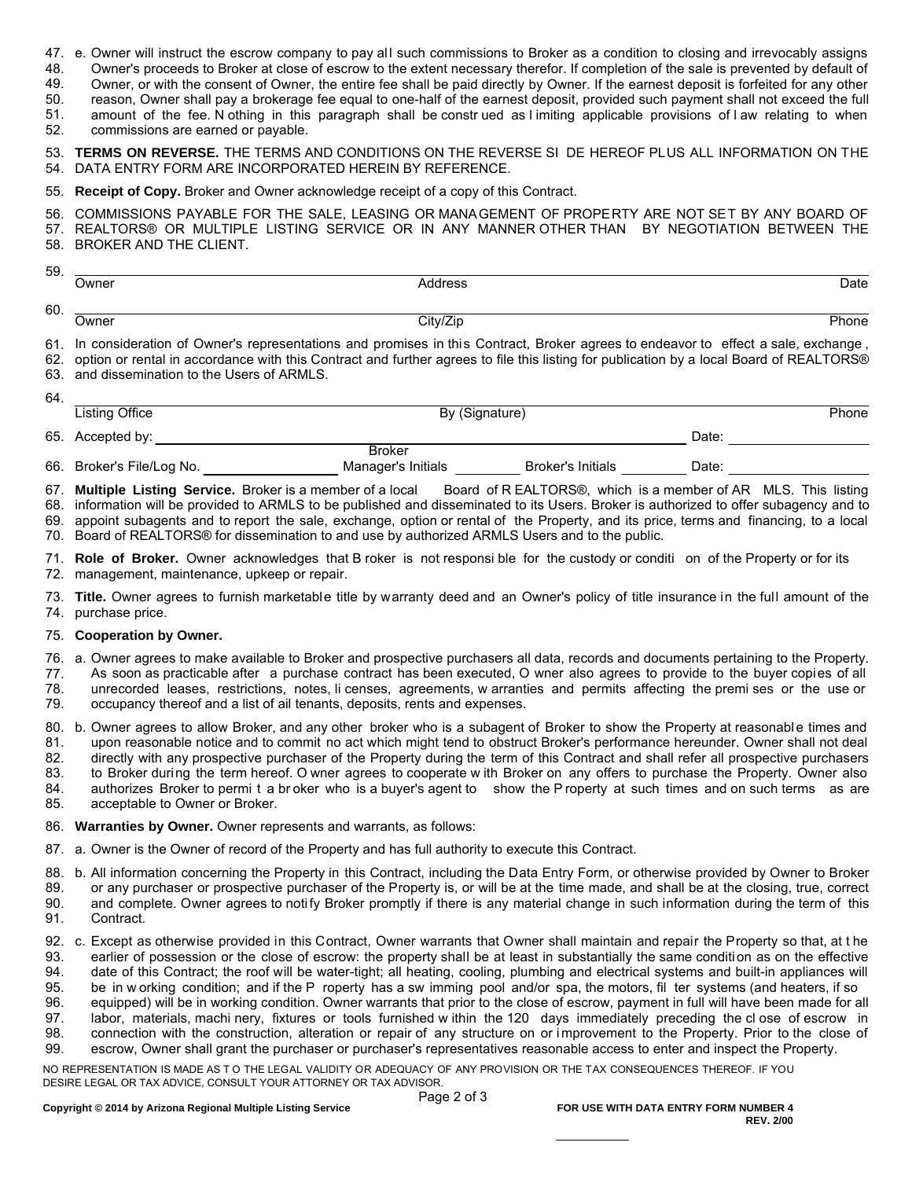47. e. Owner will instruct the escrow company to pay all such commissions to Broker as a condition to closing and irrevocably assigns
48. Owner's proceeds to Broker at close of escrow to the extent necessary therefor. If completion of the sale is prevented by default of
49. Owner, or with the consent of Owner, the entire fee shall be paid directly by Owner. If the earnest deposit is forfeited for any other
50. reason, Owner shall pay a brokerage fee equal to one-half of the earnest deposit, provided such payment shall not exceed the full
51. amount of the fee. Nothing in this paragraph shall be construed as limiting applicable provisions of law relating to when
52. commissions are earned or payable.

53. **TERMS ON REVERSE.** THE TERMS AND CONDITIONS ON THE REVERSE SIDE HEREOF PLUS ALL INFORMATION ON THE
54. DATA ENTRY FORM ARE INCORPORATED HEREIN BY REFERENCE.

55. **Receipt of Copy.** Broker and Owner acknowledge receipt of a copy of this Contract.

56. COMMISSIONS PAYABLE FOR THE SALE, LEASING OR MANAGEMENT OF PROPERTY ARE NOT SET BY ANY BOARD OF
57. REALTORS® OR MULTIPLE LISTING SERVICE OR IN ANY MANNER OTHER THAN BY NEGOTIATION BETWEEN THE
58. BROKER AND THE CLIENT.

59. ______________________________________________________________________
Owner — Address — Date

60. ______________________________________________________________________
Owner — City/Zip — Phone

61. In consideration of Owner's representations and promises in this Contract, Broker agrees to endeavor to effect a sale, exchange,
62. option or rental in accordance with this Contract and further agrees to file this listing for publication by a local Board of REALTORS®
63. and dissemination to the Users of ARMLS.

64. ______________________________________________________________________
Listing Office — By (Signature) — Phone

65. Accepted by: ______________________________ Date: ______________
Broker

66. Broker's File/Log No. ______________ Manager's Initials ________ Broker's Initials ________ Date: ______________

67. **Multiple Listing Service.** Broker is a member of a local Board of REALTORS®, which is a member of ARMLS. This listing
68. information will be provided to ARMLS to be published and disseminated to its Users. Broker is authorized to offer subagency and to
69. appoint subagents and to report the sale, exchange, option or rental of the Property, and its price, terms and financing, to a local
70. Board of REALTORS® for dissemination to and use by authorized ARMLS Users and to the public.

71. **Role of Broker.** Owner acknowledges that Broker is not responsible for the custody or condition of the Property or for its
72. management, maintenance, upkeep or repair.

73. **Title.** Owner agrees to furnish marketable title by warranty deed and an Owner's policy of title insurance in the full amount of the
74. purchase price.

75. **Cooperation by Owner.**

76. a. Owner agrees to make available to Broker and prospective purchasers all data, records and documents pertaining to the Property.
77. As soon as practicable after a purchase contract has been executed, Owner also agrees to provide to the buyer copies of all
78. unrecorded leases, restrictions, notes, licenses, agreements, warranties and permits affecting the premises or the use or
79. occupancy thereof and a list of all tenants, deposits, rents and expenses.

80. b. Owner agrees to allow Broker, and any other broker who is a subagent of Broker to show the Property at reasonable times and
81. upon reasonable notice and to commit no act which might tend to obstruct Broker's performance hereunder. Owner shall not deal
82. directly with any prospective purchaser of the Property during the term of this Contract and shall refer all prospective purchasers
83. to Broker during the term hereof. Owner agrees to cooperate with Broker on any offers to purchase the Property. Owner also
84. authorizes Broker to permit a broker who is a buyer's agent to show the Property at such times and on such terms as are
85. acceptable to Owner or Broker.

86. **Warranties by Owner.** Owner represents and warrants, as follows:

87. a. Owner is the Owner of record of the Property and has full authority to execute this Contract.

88. b. All information concerning the Property in this Contract, including the Data Entry Form, or otherwise provided by Owner to Broker
89. or any purchaser or prospective purchaser of the Property is, or will be at the time made, and shall be at the closing, true, correct
90. and complete. Owner agrees to notify Broker promptly if there is any material change in such information during the term of this
91. Contract.

92. c. Except as otherwise provided in this Contract, Owner warrants that Owner shall maintain and repair the Property so that, at the
93. earlier of possession or the close of escrow: the property shall be at least in substantially the same condition as on the effective
94. date of this Contract; the roof will be water-tight; all heating, cooling, plumbing and electrical systems and built-in appliances will
95. be in working condition; and if the Property has a swimming pool and/or spa, the motors, filter systems (and heaters, if so
96. equipped) will be in working condition. Owner warrants that prior to the close of escrow, payment in full will have been made for all
97. labor, materials, machinery, fixtures or tools furnished within the 120 days immediately preceding the close of escrow in
98. connection with the construction, alteration or repair of any structure on or improvement to the Property. Prior to the close of
99. escrow, Owner shall grant the purchaser or purchaser's representatives reasonable access to enter and inspect the Property.

NO REPRESENTATION IS MADE AS TO THE LEGAL VALIDITY OR ADEQUACY OF ANY PROVISION OR THE TAX CONSEQUENCES THEREOF. IF YOU DESIRE LEGAL OR TAX ADVICE, CONSULT YOUR ATTORNEY OR TAX ADVISOR.

**Copyright © 2014 by Arizona Regional Multiple Listing Service**

**FOR USE WITH DATA ENTRY FORM NUMBER 4**
**REV. 2/00**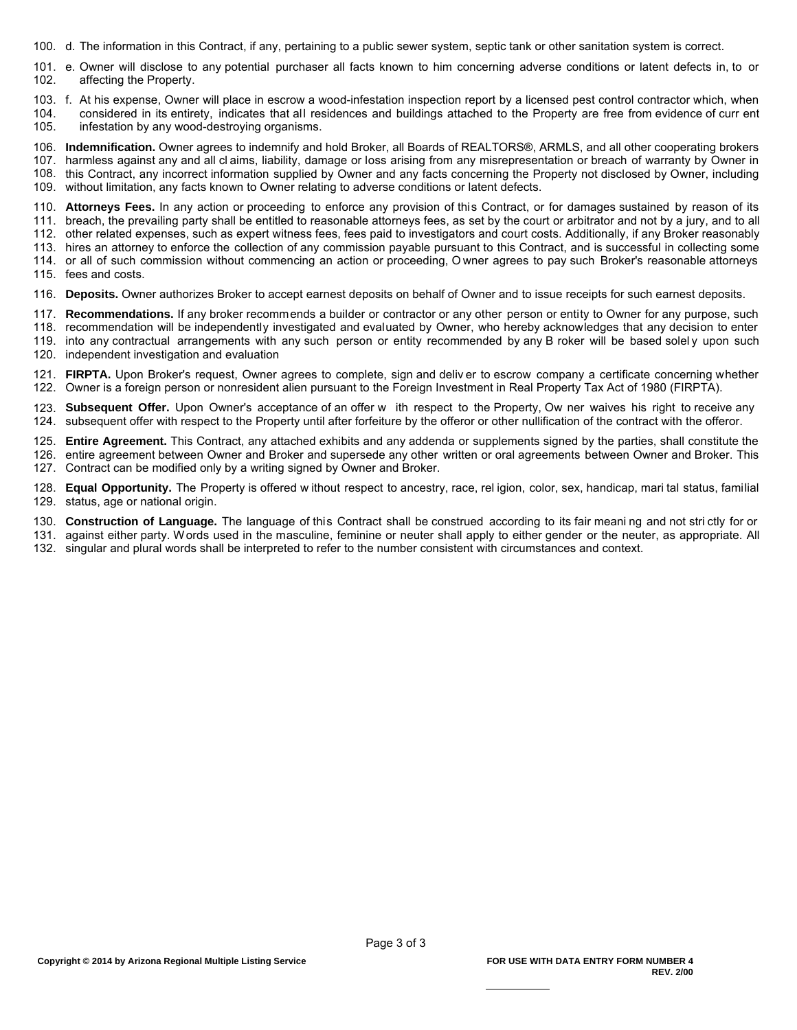100. d. The information in this Contract, if any, pertaining to a public sewer system, septic tank or other sanitation system is correct.

101. e. Owner will disclose to any potential purchaser all facts known to him concerning adverse conditions or latent defects in, to or
102. affecting the Property.

103. f. At his expense, Owner will place in escrow a wood-infestation inspection report by a licensed pest control contractor which, when
104. considered in its entirety, indicates that all residences and buildings attached to the Property are free from evidence of current
105. infestation by any wood-destroying organisms.

106. **Indemnification.** Owner agrees to indemnify and hold Broker, all Boards of REALTORS®, ARMLS, and all other cooperating brokers
107. harmless against any and all claims, liability, damage or loss arising from any misrepresentation or breach of warranty by Owner in
108. this Contract, any incorrect information supplied by Owner and any facts concerning the Property not disclosed by Owner, including
109. without limitation, any facts known to Owner relating to adverse conditions or latent defects.

110. **Attorneys Fees.** In any action or proceeding to enforce any provision of this Contract, or for damages sustained by reason of its
111. breach, the prevailing party shall be entitled to reasonable attorneys fees, as set by the court or arbitrator and not by a jury, and to all
112. other related expenses, such as expert witness fees, fees paid to investigators and court costs. Additionally, if any Broker reasonably
113. hires an attorney to enforce the collection of any commission payable pursuant to this Contract, and is successful in collecting some
114. or all of such commission without commencing an action or proceeding, Owner agrees to pay such Broker's reasonable attorneys
115. fees and costs.

116. **Deposits.** Owner authorizes Broker to accept earnest deposits on behalf of Owner and to issue receipts for such earnest deposits.

117. **Recommendations.** If any broker recommends a builder or contractor or any other person or entity to Owner for any purpose, such
118. recommendation will be independently investigated and evaluated by Owner, who hereby acknowledges that any decision to enter
119. into any contractual arrangements with any such person or entity recommended by any Broker will be based solely upon such
120. independent investigation and evaluation

121. **FIRPTA.** Upon Broker's request, Owner agrees to complete, sign and deliver to escrow company a certificate concerning whether
122. Owner is a foreign person or nonresident alien pursuant to the Foreign Investment in Real Property Tax Act of 1980 (FIRPTA).

123. **Subsequent Offer.** Upon Owner's acceptance of an offer with respect to the Property, Owner waives his right to receive any
124. subsequent offer with respect to the Property until after forfeiture by the offeror or other nullification of the contract with the offeror.

125. **Entire Agreement.** This Contract, any attached exhibits and any addenda or supplements signed by the parties, shall constitute the
126. entire agreement between Owner and Broker and supersede any other written or oral agreements between Owner and Broker. This
127. Contract can be modified only by a writing signed by Owner and Broker.

128. **Equal Opportunity.** The Property is offered without respect to ancestry, race, religion, color, sex, handicap, marital status, familial
129. status, age or national origin.

130. **Construction of Language.** The language of this Contract shall be construed according to its fair meaning and not strictly for or
131. against either party. Words used in the masculine, feminine or neuter shall apply to either gender or the neuter, as appropriate. All
132. singular and plural words shall be interpreted to refer to the number consistent with circumstances and context.

**Copyright © 2014 by Arizona Regional Multiple Listing Service**

**FOR USE WITH DATA ENTRY FORM NUMBER 4**
**REV. 2/00**